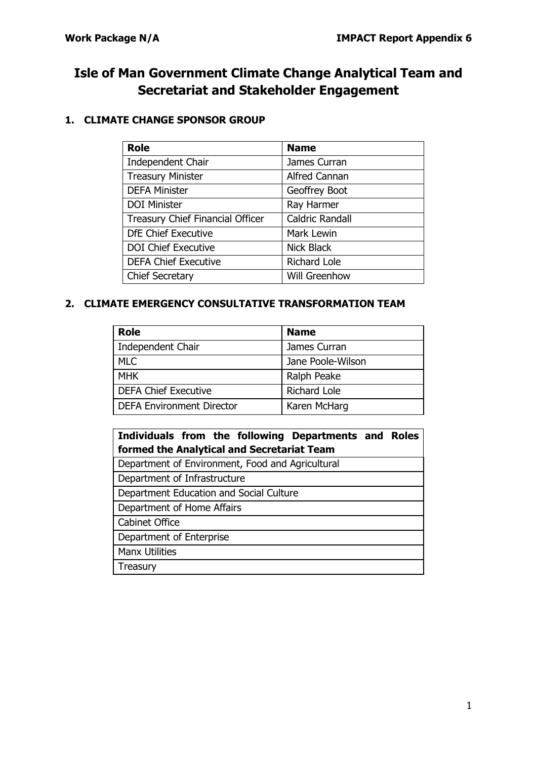# Isle of Man Government Climate Change Analytical Team and Secretariat and Stakeholder Engagement

## 1. CLIMATE CHANGE SPONSOR GROUP

| Role | Name |
|---|---|
| Independent Chair | James Curran |
| Treasury Minister | Alfred Cannan |
| DEFA Minister | Geoffrey Boot |
| DOI Minister | Ray Harmer |
| Treasury Chief Financial Officer | Caldric Randall |
| DfE Chief Executive | Mark Lewin |
| DOI Chief Executive | Nick Black |
| DEFA Chief Executive | Richard Lole |
| Chief Secretary | Will Greenhow |

## 2. CLIMATE EMERGENCY CONSULTATIVE TRANSFORMATION TEAM

| Role | Name |
|---|---|
| Independent Chair | James Curran |
| MLC | Jane Poole-Wilson |
| MHK | Ralph Peake |
| DEFA Chief Executive | Richard Lole |
| DEFA Environment Director | Karen McHarg |

| Individuals from the following Departments and Roles formed the Analytical and Secretariat Team |
|---|
| Department of Environment, Food and Agricultural |
| Department of Infrastructure |
| Department Education and Social Culture |
| Department of Home Affairs |
| Cabinet Office |
| Department of Enterprise |
| Manx Utilities |
| Treasury |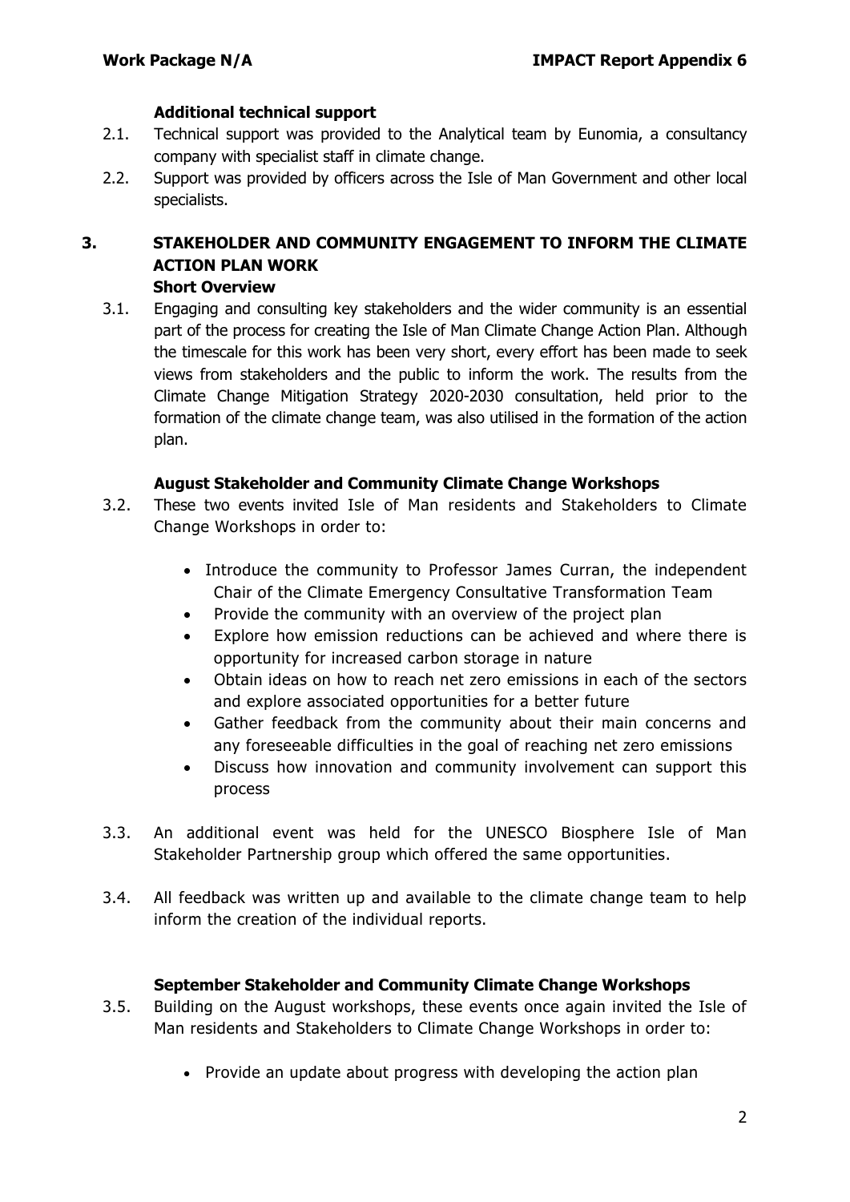**Additional technical support**

2.1. Technical support was provided to the Analytical team by Eunomia, a consultancy company with specialist staff in climate change.

2.2. Support was provided by officers across the Isle of Man Government and other local specialists.

## 3. STAKEHOLDER AND COMMUNITY ENGAGEMENT TO INFORM THE CLIMATE ACTION PLAN WORK

**Short Overview**

3.1. Engaging and consulting key stakeholders and the wider community is an essential part of the process for creating the Isle of Man Climate Change Action Plan. Although the timescale for this work has been very short, every effort has been made to seek views from stakeholders and the public to inform the work. The results from the Climate Change Mitigation Strategy 2020-2030 consultation, held prior to the formation of the climate change team, was also utilised in the formation of the action plan.

**August Stakeholder and Community Climate Change Workshops**

3.2. These two events invited Isle of Man residents and Stakeholders to Climate Change Workshops in order to:

- Introduce the community to Professor James Curran, the independent Chair of the Climate Emergency Consultative Transformation Team
- Provide the community with an overview of the project plan
- Explore how emission reductions can be achieved and where there is opportunity for increased carbon storage in nature
- Obtain ideas on how to reach net zero emissions in each of the sectors and explore associated opportunities for a better future
- Gather feedback from the community about their main concerns and any foreseeable difficulties in the goal of reaching net zero emissions
- Discuss how innovation and community involvement can support this process

3.3. An additional event was held for the UNESCO Biosphere Isle of Man Stakeholder Partnership group which offered the same opportunities.

3.4. All feedback was written up and available to the climate change team to help inform the creation of the individual reports.

**September Stakeholder and Community Climate Change Workshops**

3.5. Building on the August workshops, these events once again invited the Isle of Man residents and Stakeholders to Climate Change Workshops in order to:

- Provide an update about progress with developing the action plan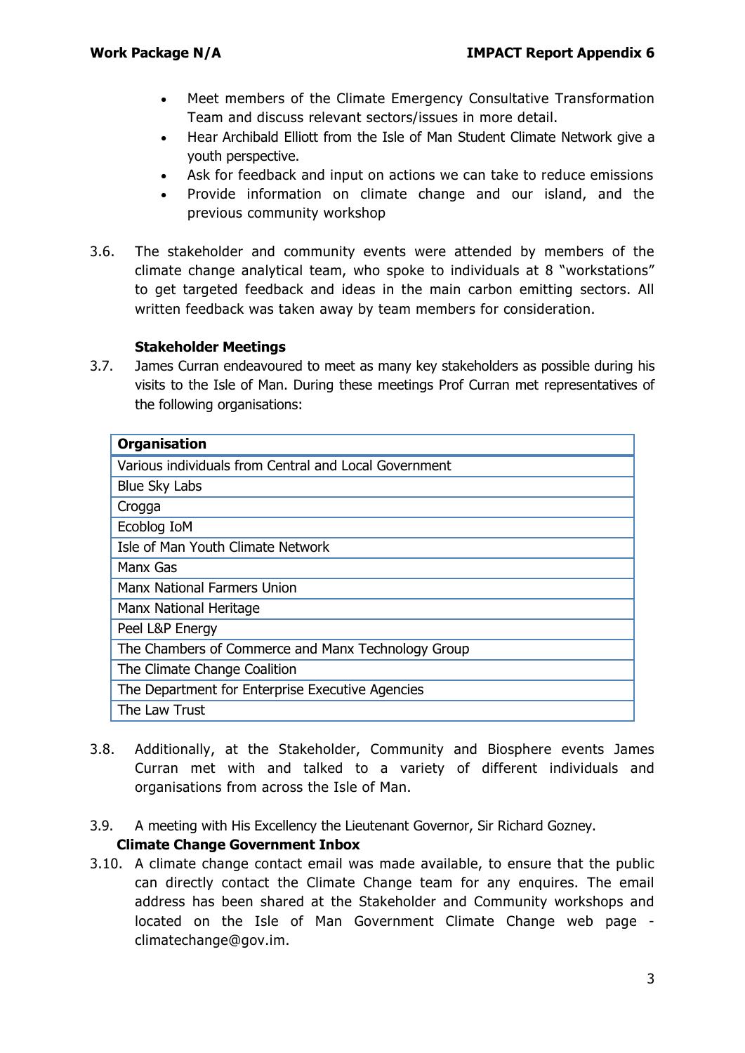- Meet members of the Climate Emergency Consultative Transformation Team and discuss relevant sectors/issues in more detail.
- Hear Archibald Elliott from the Isle of Man Student Climate Network give a youth perspective.
- Ask for feedback and input on actions we can take to reduce emissions
- Provide information on climate change and our island, and the previous community workshop

3.6. The stakeholder and community events were attended by members of the climate change analytical team, who spoke to individuals at 8 "workstations" to get targeted feedback and ideas in the main carbon emitting sectors. All written feedback was taken away by team members for consideration.

**Stakeholder Meetings**

3.7. James Curran endeavoured to meet as many key stakeholders as possible during his visits to the Isle of Man. During these meetings Prof Curran met representatives of the following organisations:

| Organisation |
|---|
| Various individuals from Central and Local Government |
| Blue Sky Labs |
| Crogga |
| Ecoblog IoM |
| Isle of Man Youth Climate Network |
| Manx Gas |
| Manx National Farmers Union |
| Manx National Heritage |
| Peel L&P Energy |
| The Chambers of Commerce and Manx Technology Group |
| The Climate Change Coalition |
| The Department for Enterprise Executive Agencies |
| The Law Trust |

3.8. Additionally, at the Stakeholder, Community and Biosphere events James Curran met with and talked to a variety of different individuals and organisations from across the Isle of Man.

3.9. A meeting with His Excellency the Lieutenant Governor, Sir Richard Gozney.

**Climate Change Government Inbox**

3.10. A climate change contact email was made available, to ensure that the public can directly contact the Climate Change team for any enquires. The email address has been shared at the Stakeholder and Community workshops and located on the Isle of Man Government Climate Change web page - climatechange@gov.im.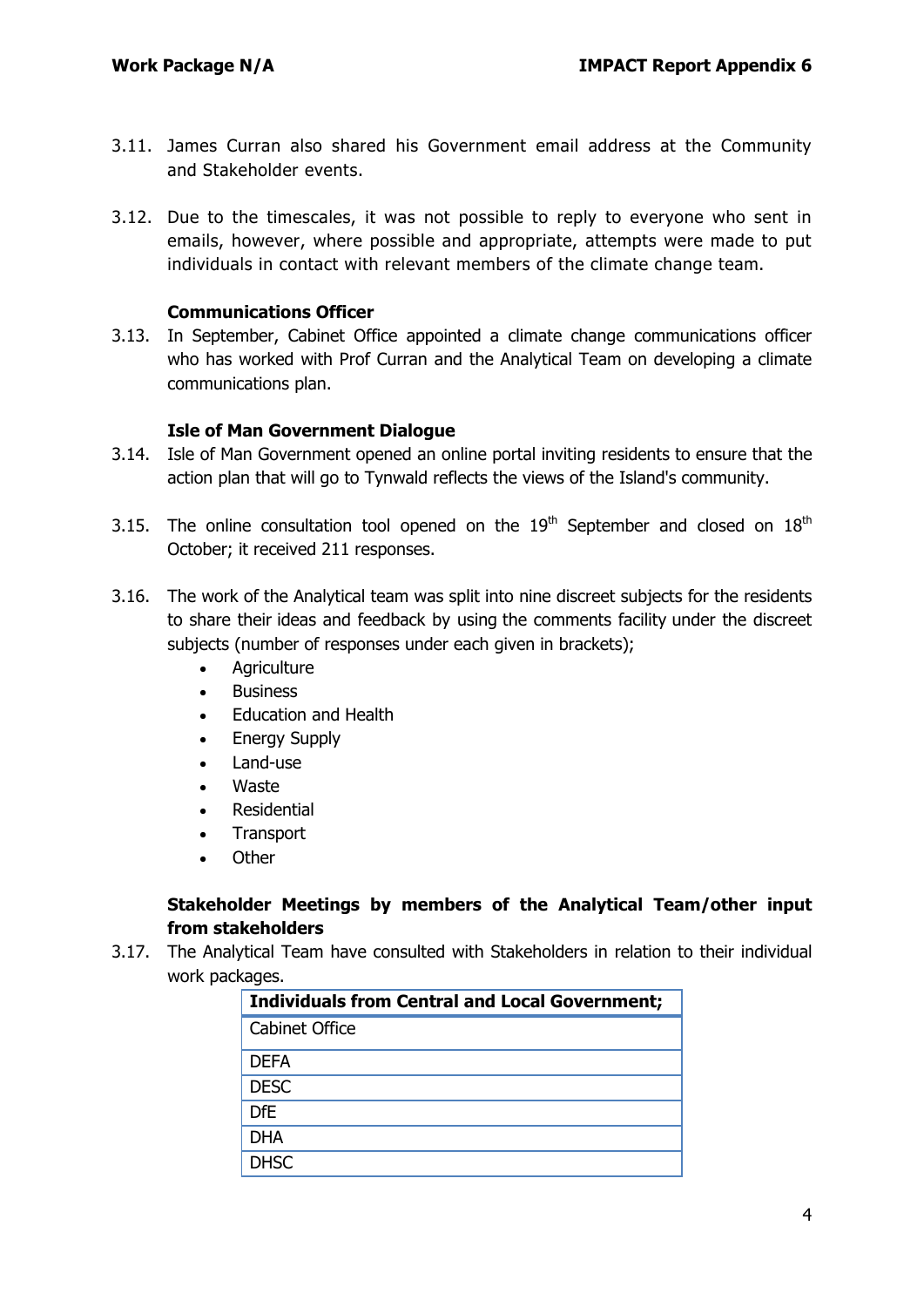3.11. James Curran also shared his Government email address at the Community and Stakeholder events.

3.12. Due to the timescales, it was not possible to reply to everyone who sent in emails, however, where possible and appropriate, attempts were made to put individuals in contact with relevant members of the climate change team.

**Communications Officer**

3.13. In September, Cabinet Office appointed a climate change communications officer who has worked with Prof Curran and the Analytical Team on developing a climate communications plan.

**Isle of Man Government Dialogue**

3.14. Isle of Man Government opened an online portal inviting residents to ensure that the action plan that will go to Tynwald reflects the views of the Island's community.

3.15. The online consultation tool opened on the 19th September and closed on 18th October; it received 211 responses.

3.16. The work of the Analytical team was split into nine discreet subjects for the residents to share their ideas and feedback by using the comments facility under the discreet subjects (number of responses under each given in brackets);

- Agriculture
- Business
- Education and Health
- Energy Supply
- Land-use
- Waste
- Residential
- Transport
- Other

**Stakeholder Meetings by members of the Analytical Team/other input from stakeholders**

3.17. The Analytical Team have consulted with Stakeholders in relation to their individual work packages.

| Individuals from Central and Local Government; |
|---|
| Cabinet Office |
| DEFA |
| DESC |
| DfE |
| DHA |
| DHSC |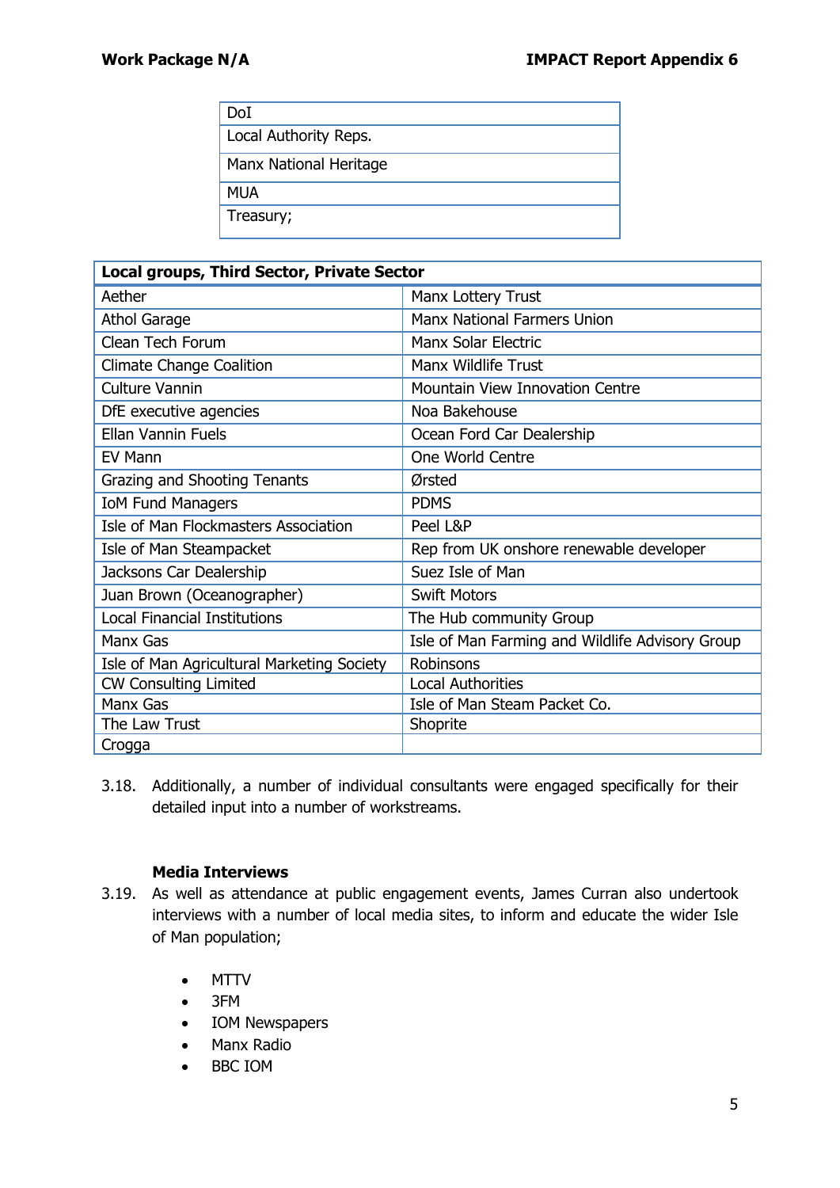| |
|---|
| DoI |
| Local Authority Reps. |
| Manx National Heritage |
| MUA |
| Treasury; |

| Local groups, Third Sector, Private Sector | |
|---|---|
| Aether | Manx Lottery Trust |
| Athol Garage | Manx National Farmers Union |
| Clean Tech Forum | Manx Solar Electric |
| Climate Change Coalition | Manx Wildlife Trust |
| Culture Vannin | Mountain View Innovation Centre |
| DfE executive agencies | Noa Bakehouse |
| Ellan Vannin Fuels | Ocean Ford Car Dealership |
| EV Mann | One World Centre |
| Grazing and Shooting Tenants | Ørsted |
| IoM Fund Managers | PDMS |
| Isle of Man Flockmasters Association | Peel L&P |
| Isle of Man Steampacket | Rep from UK onshore renewable developer |
| Jacksons Car Dealership | Suez Isle of Man |
| Juan Brown (Oceanographer) | Swift Motors |
| Local Financial Institutions | The Hub community Group |
| Manx Gas | Isle of Man Farming and Wildlife Advisory Group |
| Isle of Man Agricultural Marketing Society | Robinsons |
| CW Consulting Limited | Local Authorities |
| Manx Gas | Isle of Man Steam Packet Co. |
| The Law Trust | Shoprite |
| Crogga | |

3.18. Additionally, a number of individual consultants were engaged specifically for their detailed input into a number of workstreams.

**Media Interviews**

3.19. As well as attendance at public engagement events, James Curran also undertook interviews with a number of local media sites, to inform and educate the wider Isle of Man population;

- MTTV
- 3FM
- IOM Newspapers
- Manx Radio
- BBC IOM